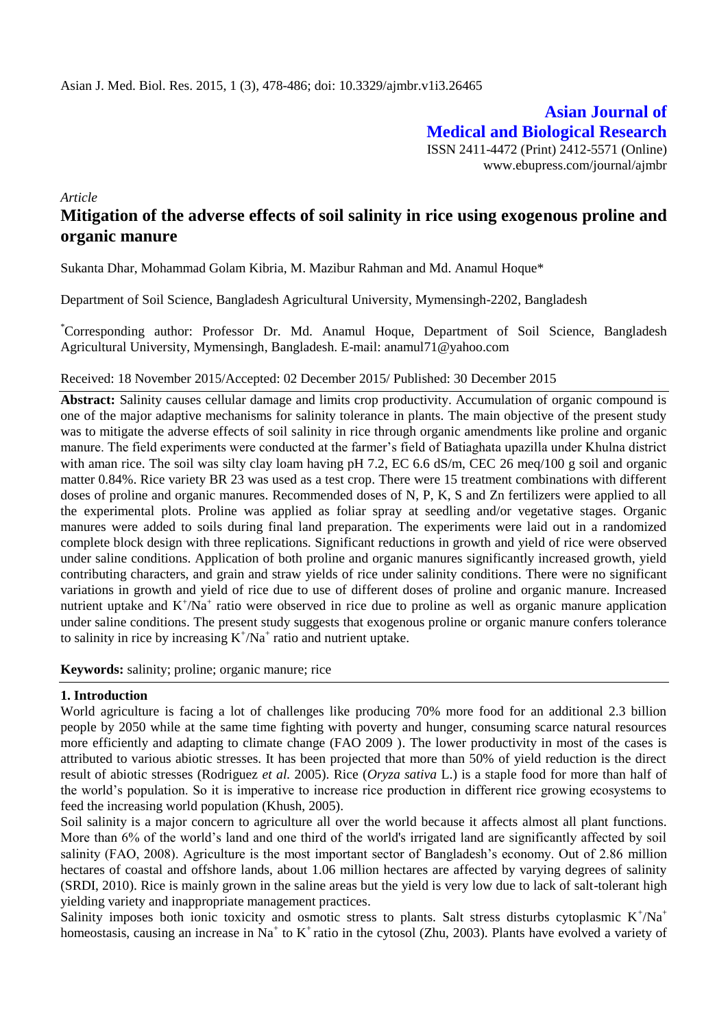Asian J. Med. Biol. Res. 2015, 1 (3), 478-486; doi: 10.3329/ajmbr.v1i3.26465

**Asian Journal of Medical and Biological Research**

ISSN 2411-4472 (Print) 2412-5571 (Online)
www.ebupress.com/journal/ajmbr

*Article*

# Mitigation of the adverse effects of soil salinity in rice using exogenous proline and organic manure

Sukanta Dhar, Mohammad Golam Kibria, M. Mazibur Rahman and Md. Anamul Hoque*

Department of Soil Science, Bangladesh Agricultural University, Mymensingh-2202, Bangladesh

*Corresponding author: Professor Dr. Md. Anamul Hoque, Department of Soil Science, Bangladesh Agricultural University, Mymensingh, Bangladesh. E-mail: anamul71@yahoo.com

Received: 18 November 2015/Accepted: 02 December 2015/ Published: 30 December 2015

**Abstract:** Salinity causes cellular damage and limits crop productivity. Accumulation of organic compound is one of the major adaptive mechanisms for salinity tolerance in plants. The main objective of the present study was to mitigate the adverse effects of soil salinity in rice through organic amendments like proline and organic manure. The field experiments were conducted at the farmer's field of Batiaghata upazilla under Khulna district with aman rice. The soil was silty clay loam having pH 7.2, EC 6.6 dS/m, CEC 26 meq/100 g soil and organic matter 0.84%. Rice variety BR 23 was used as a test crop. There were 15 treatment combinations with different doses of proline and organic manures. Recommended doses of N, P, K, S and Zn fertilizers were applied to all the experimental plots. Proline was applied as foliar spray at seedling and/or vegetative stages. Organic manures were added to soils during final land preparation. The experiments were laid out in a randomized complete block design with three replications. Significant reductions in growth and yield of rice were observed under saline conditions. Application of both proline and organic manures significantly increased growth, yield contributing characters, and grain and straw yields of rice under salinity conditions. There were no significant variations in growth and yield of rice due to use of different doses of proline and organic manure. Increased nutrient uptake and $K^+/Na^+$ ratio were observed in rice due to proline as well as organic manure application under saline conditions. The present study suggests that exogenous proline or organic manure confers tolerance to salinity in rice by increasing $K^+/Na^+$ ratio and nutrient uptake.

**Keywords:** salinity; proline; organic manure; rice

## 1. Introduction

World agriculture is facing a lot of challenges like producing 70% more food for an additional 2.3 billion people by 2050 while at the same time fighting with poverty and hunger, consuming scarce natural resources more efficiently and adapting to climate change (FAO 2009 ). The lower productivity in most of the cases is attributed to various abiotic stresses. It has been projected that more than 50% of yield reduction is the direct result of abiotic stresses (Rodriguez *et al.* 2005). Rice (*Oryza sativa* L.) is a staple food for more than half of the world's population. So it is imperative to increase rice production in different rice growing ecosystems to feed the increasing world population (Khush, 2005).

Soil salinity is a major concern to agriculture all over the world because it affects almost all plant functions. More than 6% of the world's land and one third of the world's irrigated land are significantly affected by soil salinity (FAO, 2008). Agriculture is the most important sector of Bangladesh's economy. Out of 2.86 million hectares of coastal and offshore lands, about 1.06 million hectares are affected by varying degrees of salinity (SRDI, 2010). Rice is mainly grown in the saline areas but the yield is very low due to lack of salt-tolerant high yielding variety and inappropriate management practices.

Salinity imposes both ionic toxicity and osmotic stress to plants. Salt stress disturbs cytoplasmic $K^+/Na^+$ homeostasis, causing an increase in $Na^+$ to $K^+$ ratio in the cytosol (Zhu, 2003). Plants have evolved a variety of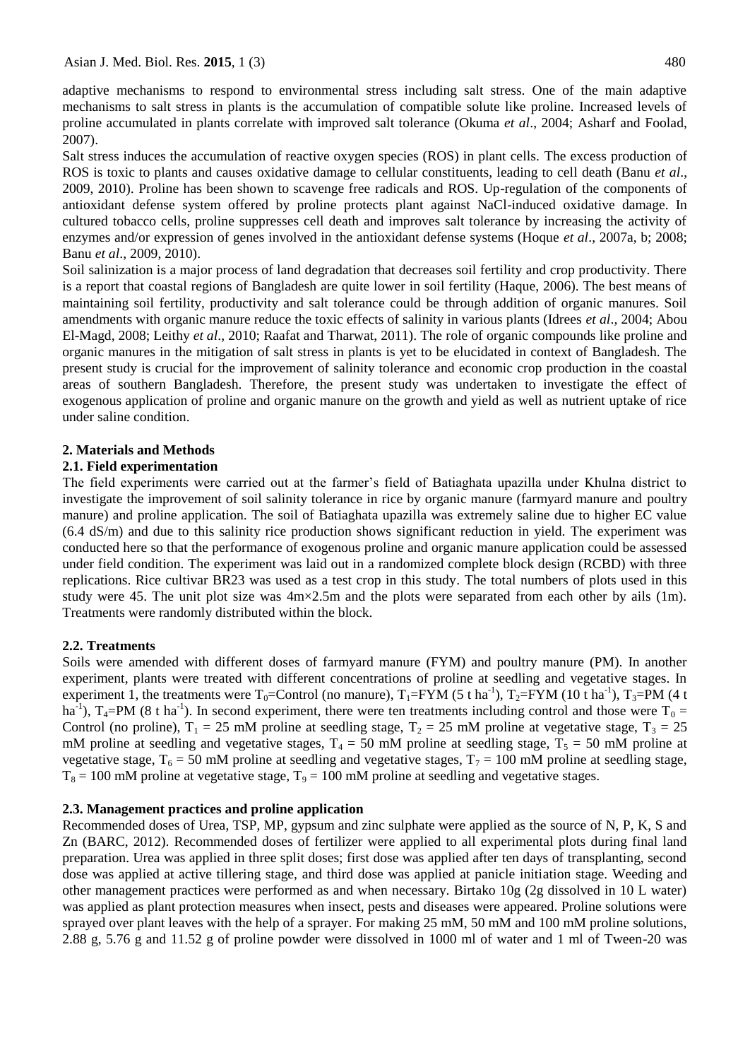adaptive mechanisms to respond to environmental stress including salt stress. One of the main adaptive mechanisms to salt stress in plants is the accumulation of compatible solute like proline. Increased levels of proline accumulated in plants correlate with improved salt tolerance (Okuma *et al*., 2004; Asharf and Foolad, 2007).

Salt stress induces the accumulation of reactive oxygen species (ROS) in plant cells. The excess production of ROS is toxic to plants and causes oxidative damage to cellular constituents, leading to cell death (Banu *et al*., 2009, 2010). Proline has been shown to scavenge free radicals and ROS. Up-regulation of the components of antioxidant defense system offered by proline protects plant against NaCl-induced oxidative damage. In cultured tobacco cells, proline suppresses cell death and improves salt tolerance by increasing the activity of enzymes and/or expression of genes involved in the antioxidant defense systems (Hoque *et al*., 2007a, b; 2008; Banu *et al*., 2009, 2010).

Soil salinization is a major process of land degradation that decreases soil fertility and crop productivity. There is a report that coastal regions of Bangladesh are quite lower in soil fertility (Haque, 2006). The best means of maintaining soil fertility, productivity and salt tolerance could be through addition of organic manures. Soil amendments with organic manure reduce the toxic effects of salinity in various plants (Idrees *et al*., 2004; Abou El-Magd, 2008; Leithy *et al*., 2010; Raafat and Tharwat, 2011). The role of organic compounds like proline and organic manures in the mitigation of salt stress in plants is yet to be elucidated in context of Bangladesh. The present study is crucial for the improvement of salinity tolerance and economic crop production in the coastal areas of southern Bangladesh. Therefore, the present study was undertaken to investigate the effect of exogenous application of proline and organic manure on the growth and yield as well as nutrient uptake of rice under saline condition.

## 2. Materials and Methods

### 2.1. Field experimentation

The field experiments were carried out at the farmer's field of Batiaghata upazilla under Khulna district to investigate the improvement of soil salinity tolerance in rice by organic manure (farmyard manure and poultry manure) and proline application. The soil of Batiaghata upazilla was extremely saline due to higher EC value (6.4 dS/m) and due to this salinity rice production shows significant reduction in yield. The experiment was conducted here so that the performance of exogenous proline and organic manure application could be assessed under field condition. The experiment was laid out in a randomized complete block design (RCBD) with three replications. Rice cultivar BR23 was used as a test crop in this study. The total numbers of plots used in this study were 45. The unit plot size was 4m×2.5m and the plots were separated from each other by ails (1m). Treatments were randomly distributed within the block.

### 2.2. Treatments

Soils were amended with different doses of farmyard manure (FYM) and poultry manure (PM). In another experiment, plants were treated with different concentrations of proline at seedling and vegetative stages. In experiment 1, the treatments were $T_0$=Control (no manure), $T_1$=FYM (5 t $ha^{-1}$), $T_2$=FYM (10 t $ha^{-1}$), $T_3$=PM (4 t $ha^{-1}$), $T_4$=PM (8 t $ha^{-1}$). In second experiment, there were ten treatments including control and those were $T_0$ = Control (no proline), $T_1$ = 25 mM proline at seedling stage, $T_2$ = 25 mM proline at vegetative stage, $T_3$ = 25 mM proline at seedling and vegetative stages, $T_4$ = 50 mM proline at seedling stage, $T_5$ = 50 mM proline at vegetative stage, $T_6$ = 50 mM proline at seedling and vegetative stages, $T_7$ = 100 mM proline at seedling stage, $T_8$ = 100 mM proline at vegetative stage, $T_9$ = 100 mM proline at seedling and vegetative stages.

### 2.3. Management practices and proline application

Recommended doses of Urea, TSP, MP, gypsum and zinc sulphate were applied as the source of N, P, K, S and Zn (BARC, 2012). Recommended doses of fertilizer were applied to all experimental plots during final land preparation. Urea was applied in three split doses; first dose was applied after ten days of transplanting, second dose was applied at active tillering stage, and third dose was applied at panicle initiation stage. Weeding and other management practices were performed as and when necessary. Birtako 10g (2g dissolved in 10 L water) was applied as plant protection measures when insect, pests and diseases were appeared. Proline solutions were sprayed over plant leaves with the help of a sprayer. For making 25 mM, 50 mM and 100 mM proline solutions, 2.88 g, 5.76 g and 11.52 g of proline powder were dissolved in 1000 ml of water and 1 ml of Tween-20 was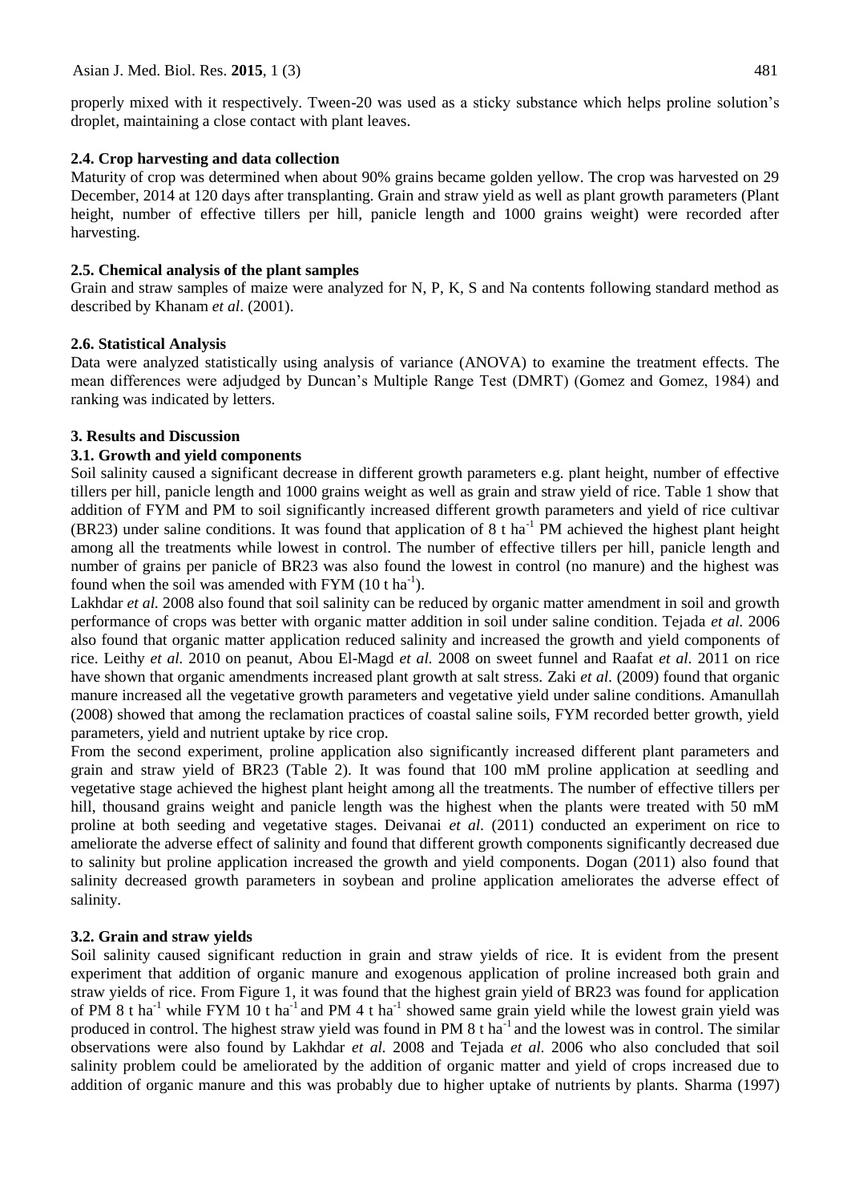properly mixed with it respectively. Tween-20 was used as a sticky substance which helps proline solution's droplet, maintaining a close contact with plant leaves.

### 2.4. Crop harvesting and data collection

Maturity of crop was determined when about 90% grains became golden yellow. The crop was harvested on 29 December, 2014 at 120 days after transplanting. Grain and straw yield as well as plant growth parameters (Plant height, number of effective tillers per hill, panicle length and 1000 grains weight) were recorded after harvesting.

### 2.5. Chemical analysis of the plant samples

Grain and straw samples of maize were analyzed for N, P, K, S and Na contents following standard method as described by Khanam *et al*. (2001).

### 2.6. Statistical Analysis

Data were analyzed statistically using analysis of variance (ANOVA) to examine the treatment effects. The mean differences were adjudged by Duncan's Multiple Range Test (DMRT) (Gomez and Gomez, 1984) and ranking was indicated by letters.

## 3. Results and Discussion

### 3.1. Growth and yield components

Soil salinity caused a significant decrease in different growth parameters e.g. plant height, number of effective tillers per hill, panicle length and 1000 grains weight as well as grain and straw yield of rice. Table 1 show that addition of FYM and PM to soil significantly increased different growth parameters and yield of rice cultivar (BR23) under saline conditions. It was found that application of 8 t $ha^{-1}$ PM achieved the highest plant height among all the treatments while lowest in control. The number of effective tillers per hill, panicle length and number of grains per panicle of BR23 was also found the lowest in control (no manure) and the highest was found when the soil was amended with FYM (10 t $ha^{-1}$).

Lakhdar *et al.* 2008 also found that soil salinity can be reduced by organic matter amendment in soil and growth performance of crops was better with organic matter addition in soil under saline condition. Tejada *et al.* 2006 also found that organic matter application reduced salinity and increased the growth and yield components of rice. Leithy *et al.* 2010 on peanut, Abou El-Magd *et al.* 2008 on sweet funnel and Raafat *et al.* 2011 on rice have shown that organic amendments increased plant growth at salt stress. Zaki *et al.* (2009) found that organic manure increased all the vegetative growth parameters and vegetative yield under saline conditions. Amanullah (2008) showed that among the reclamation practices of coastal saline soils, FYM recorded better growth, yield parameters, yield and nutrient uptake by rice crop.

From the second experiment, proline application also significantly increased different plant parameters and grain and straw yield of BR23 (Table 2). It was found that 100 mM proline application at seedling and vegetative stage achieved the highest plant height among all the treatments. The number of effective tillers per hill, thousand grains weight and panicle length was the highest when the plants were treated with 50 mM proline at both seeding and vegetative stages. Deivanai *et al.* (2011) conducted an experiment on rice to ameliorate the adverse effect of salinity and found that different growth components significantly decreased due to salinity but proline application increased the growth and yield components. Dogan (2011) also found that salinity decreased growth parameters in soybean and proline application ameliorates the adverse effect of salinity.

### 3.2. Grain and straw yields

Soil salinity caused significant reduction in grain and straw yields of rice. It is evident from the present experiment that addition of organic manure and exogenous application of proline increased both grain and straw yields of rice. From Figure 1, it was found that the highest grain yield of BR23 was found for application of PM 8 t $ha^{-1}$ while FYM 10 t $ha^{-1}$ and PM 4 t $ha^{-1}$ showed same grain yield while the lowest grain yield was produced in control. The highest straw yield was found in PM 8 t $ha^{-1}$ and the lowest was in control. The similar observations were also found by Lakhdar *et al.* 2008 and Tejada *et al.* 2006 who also concluded that soil salinity problem could be ameliorated by the addition of organic matter and yield of crops increased due to addition of organic manure and this was probably due to higher uptake of nutrients by plants. Sharma (1997)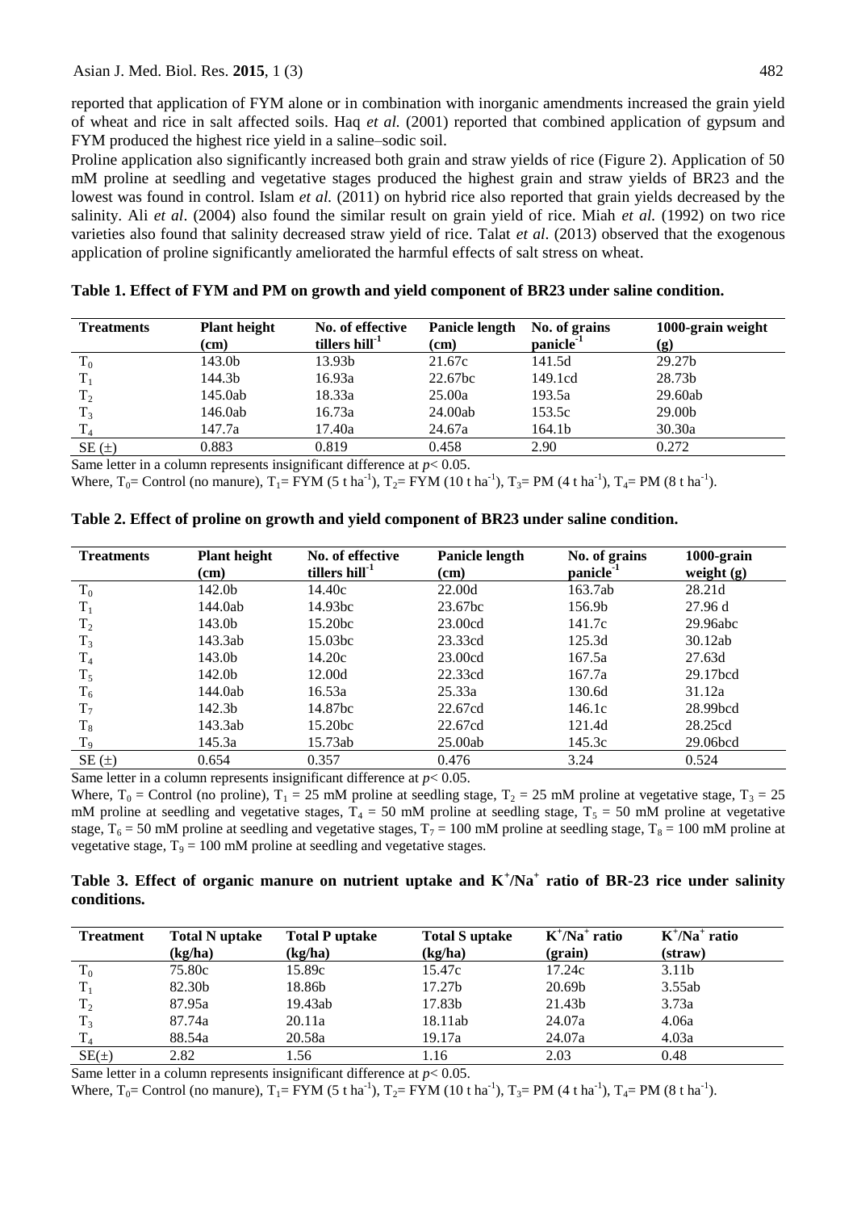reported that application of FYM alone or in combination with inorganic amendments increased the grain yield of wheat and rice in salt affected soils. Haq *et al.* (2001) reported that combined application of gypsum and FYM produced the highest rice yield in a saline–sodic soil.

Proline application also significantly increased both grain and straw yields of rice (Figure 2). Application of 50 mM proline at seedling and vegetative stages produced the highest grain and straw yields of BR23 and the lowest was found in control. Islam *et al.* (2011) on hybrid rice also reported that grain yields decreased by the salinity. Ali *et al*. (2004) also found the similar result on grain yield of rice. Miah *et al.* (1992) on two rice varieties also found that salinity decreased straw yield of rice. Talat *et al*. (2013) observed that the exogenous application of proline significantly ameliorated the harmful effects of salt stress on wheat.

**Table 1. Effect of FYM and PM on growth and yield component of BR23 under saline condition.**

| Treatments | Plant height (cm) | No. of effective tillers hill$^{-1}$ | Panicle length (cm) | No. of grains panicle$^{-1}$ | 1000-grain weight (g) |
|---|---|---|---|---|---|
| $T_0$ | 143.0b | 13.93b | 21.67c | 141.5d | 29.27b |
| $T_1$ | 144.3b | 16.93a | 22.67bc | 149.1cd | 28.73b |
| $T_2$ | 145.0ab | 18.33a | 25.00a | 193.5a | 29.60ab |
| $T_3$ | 146.0ab | 16.73a | 24.00ab | 153.5c | 29.00b |
| $T_4$ | 147.7a | 17.40a | 24.67a | 164.1b | 30.30a |
| SE (±) | 0.883 | 0.819 | 0.458 | 2.90 | 0.272 |

Same letter in a column represents insignificant difference at $p$< 0.05.
Where, $T_0$= Control (no manure), $T_1$= FYM (5 t ha$^{-1}$), $T_2$= FYM (10 t ha$^{-1}$), $T_3$= PM (4 t ha$^{-1}$), $T_4$= PM (8 t ha$^{-1}$).

**Table 2. Effect of proline on growth and yield component of BR23 under saline condition.**

| Treatments | Plant height (cm) | No. of effective tillers hill$^{-1}$ | Panicle length (cm) | No. of grains panicle$^{-1}$ | 1000-grain weight (g) |
|---|---|---|---|---|---|
| $T_0$ | 142.0b | 14.40c | 22.00d | 163.7ab | 28.21d |
| $T_1$ | 144.0ab | 14.93bc | 23.67bc | 156.9b | 27.96 d |
| $T_2$ | 143.0b | 15.20bc | 23.00cd | 141.7c | 29.96abc |
| $T_3$ | 143.3ab | 15.03bc | 23.33cd | 125.3d | 30.12ab |
| $T_4$ | 143.0b | 14.20c | 23.00cd | 167.5a | 27.63d |
| $T_5$ | 142.0b | 12.00d | 22.33cd | 167.7a | 29.17bcd |
| $T_6$ | 144.0ab | 16.53a | 25.33a | 130.6d | 31.12a |
| $T_7$ | 142.3b | 14.87bc | 22.67cd | 146.1c | 28.99bcd |
| $T_8$ | 143.3ab | 15.20bc | 22.67cd | 121.4d | 28.25cd |
| $T_9$ | 145.3a | 15.73ab | 25.00ab | 145.3c | 29.06bcd |
| SE (±) | 0.654 | 0.357 | 0.476 | 3.24 | 0.524 |

Same letter in a column represents insignificant difference at $p$< 0.05.
Where, $T_0$ = Control (no proline), $T_1$ = 25 mM proline at seedling stage, $T_2$ = 25 mM proline at vegetative stage, $T_3$ = 25 mM proline at seedling and vegetative stages, $T_4$ = 50 mM proline at seedling stage, $T_5$ = 50 mM proline at vegetative stage, $T_6$ = 50 mM proline at seedling and vegetative stages, $T_7$ = 100 mM proline at seedling stage, $T_8$ = 100 mM proline at vegetative stage, $T_9$ = 100 mM proline at seedling and vegetative stages.

**Table 3. Effect of organic manure on nutrient uptake and $K^+/Na^+$ ratio of BR-23 rice under salinity conditions.**

| Treatment | Total N uptake (kg/ha) | Total P uptake (kg/ha) | Total S uptake (kg/ha) | $K^+/Na^+$ ratio (grain) | $K^+/Na^+$ ratio (straw) |
|---|---|---|---|---|---|
| $T_0$ | 75.80c | 15.89c | 15.47c | 17.24c | 3.11b |
| $T_1$ | 82.30b | 18.86b | 17.27b | 20.69b | 3.55ab |
| $T_2$ | 87.95a | 19.43ab | 17.83b | 21.43b | 3.73a |
| $T_3$ | 87.74a | 20.11a | 18.11ab | 24.07a | 4.06a |
| $T_4$ | 88.54a | 20.58a | 19.17a | 24.07a | 4.03a |
| SE(±) | 2.82 | 1.56 | 1.16 | 2.03 | 0.48 |

Same letter in a column represents insignificant difference at $p$< 0.05.
Where, $T_0$= Control (no manure), $T_1$= FYM (5 t ha$^{-1}$), $T_2$= FYM (10 t ha$^{-1}$), $T_3$= PM (4 t ha$^{-1}$), $T_4$= PM (8 t ha$^{-1}$).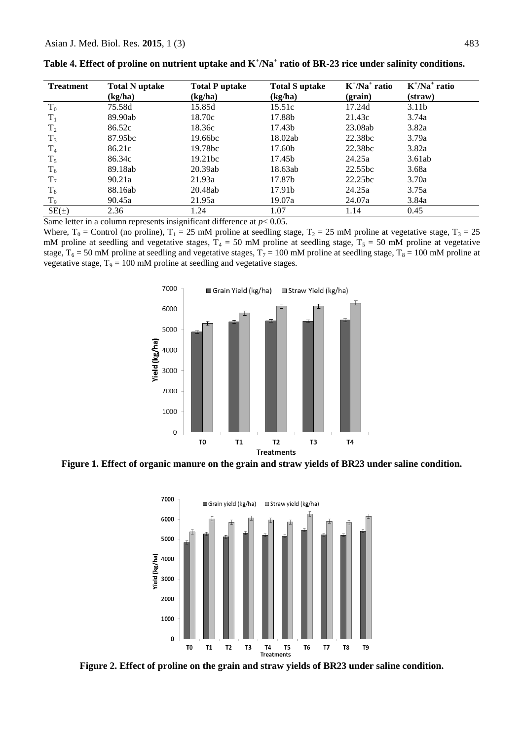**Table 4. Effect of proline on nutrient uptake and $K^+/Na^+$ ratio of BR-23 rice under salinity conditions.**

| Treatment | Total N uptake (kg/ha) | Total P uptake (kg/ha) | Total S uptake (kg/ha) | $K^+/Na^+$ ratio (grain) | $K^+/Na^+$ ratio (straw) |
|---|---|---|---|---|---|
| $T_0$ | 75.58d | 15.85d | 15.51c | 17.24d | 3.11b |
| $T_1$ | 89.90ab | 18.70c | 17.88b | 21.43c | 3.74a |
| $T_2$ | 86.52c | 18.36c | 17.43b | 23.08ab | 3.82a |
| $T_3$ | 87.95bc | 19.66bc | 18.02ab | 22.38bc | 3.79a |
| $T_4$ | 86.21c | 19.78bc | 17.60b | 22.38bc | 3.82a |
| $T_5$ | 86.34c | 19.21bc | 17.45b | 24.25a | 3.61ab |
| $T_6$ | 89.18ab | 20.39ab | 18.63ab | 22.55bc | 3.68a |
| $T_7$ | 90.21a | 21.93a | 17.87b | 22.25bc | 3.70a |
| $T_8$ | 88.16ab | 20.48ab | 17.91b | 24.25a | 3.75a |
| $T_9$ | 90.45a | 21.95a | 19.07a | 24.07a | 3.84a |
| SE(±) | 2.36 | 1.24 | 1.07 | 1.14 | 0.45 |

Same letter in a column represents insignificant difference at $p < 0.05$.

Where, $T_0$ = Control (no proline), $T_1$ = 25 mM proline at seedling stage, $T_2$ = 25 mM proline at vegetative stage, $T_3$ = 25 mM proline at seedling and vegetative stages, $T_4$ = 50 mM proline at seedling stage, $T_5$ = 50 mM proline at vegetative stage, $T_6$ = 50 mM proline at seedling and vegetative stages, $T_7$ = 100 mM proline at seedling stage, $T_8$ = 100 mM proline at vegetative stage, $T_9$ = 100 mM proline at seedling and vegetative stages.

**Figure 1. Effect of organic manure on the grain and straw yields of BR23 under saline condition.**

**Figure 2. Effect of proline on the grain and straw yields of BR23 under saline condition.**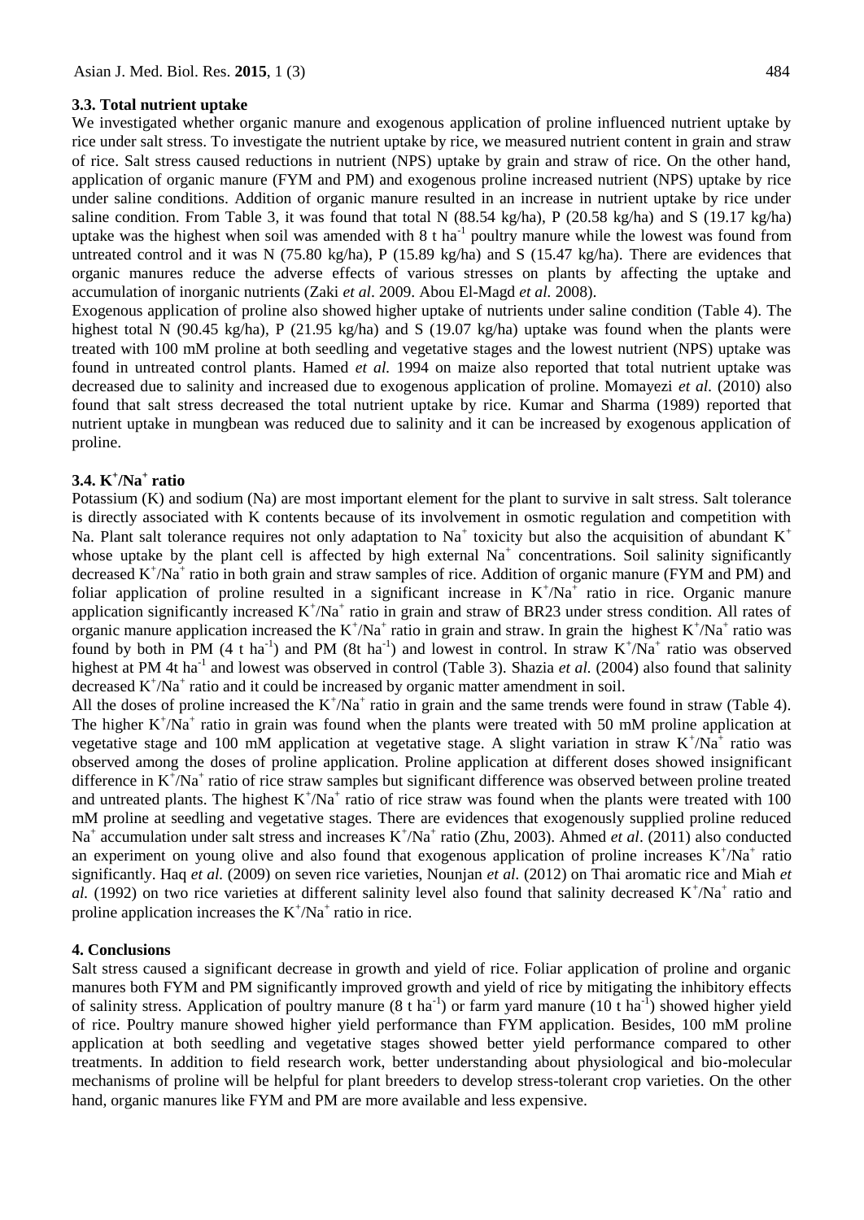### 3.3. Total nutrient uptake

We investigated whether organic manure and exogenous application of proline influenced nutrient uptake by rice under salt stress. To investigate the nutrient uptake by rice, we measured nutrient content in grain and straw of rice. Salt stress caused reductions in nutrient (NPS) uptake by grain and straw of rice. On the other hand, application of organic manure (FYM and PM) and exogenous proline increased nutrient (NPS) uptake by rice under saline conditions. Addition of organic manure resulted in an increase in nutrient uptake by rice under saline condition. From Table 3, it was found that total N (88.54 kg/ha), P (20.58 kg/ha) and S (19.17 kg/ha) uptake was the highest when soil was amended with 8 t $ha^{-1}$ poultry manure while the lowest was found from untreated control and it was N (75.80 kg/ha), P (15.89 kg/ha) and S (15.47 kg/ha). There are evidences that organic manures reduce the adverse effects of various stresses on plants by affecting the uptake and accumulation of inorganic nutrients (Zaki *et al*. 2009. Abou El-Magd *et al.* 2008).

Exogenous application of proline also showed higher uptake of nutrients under saline condition (Table 4). The highest total N (90.45 kg/ha), P (21.95 kg/ha) and S (19.07 kg/ha) uptake was found when the plants were treated with 100 mM proline at both seedling and vegetative stages and the lowest nutrient (NPS) uptake was found in untreated control plants. Hamed *et al.* 1994 on maize also reported that total nutrient uptake was decreased due to salinity and increased due to exogenous application of proline. Momayezi *et al.* (2010) also found that salt stress decreased the total nutrient uptake by rice. Kumar and Sharma (1989) reported that nutrient uptake in mungbean was reduced due to salinity and it can be increased by exogenous application of proline.

### 3.4. $K^+/Na^+$ ratio

Potassium (K) and sodium (Na) are most important element for the plant to survive in salt stress. Salt tolerance is directly associated with K contents because of its involvement in osmotic regulation and competition with Na. Plant salt tolerance requires not only adaptation to $Na^+$ toxicity but also the acquisition of abundant $K^+$ whose uptake by the plant cell is affected by high external $Na^+$ concentrations. Soil salinity significantly decreased $K^+/Na^+$ ratio in both grain and straw samples of rice. Addition of organic manure (FYM and PM) and foliar application of proline resulted in a significant increase in $K^+/Na^+$ ratio in rice. Organic manure application significantly increased $K^+/Na^+$ ratio in grain and straw of BR23 under stress condition. All rates of organic manure application increased the $K^+/Na^+$ ratio in grain and straw. In grain the highest $K^+/Na^+$ ratio was found by both in PM (4 t $ha^{-1}$) and PM (8t $ha^{-1}$) and lowest in control. In straw $K^+/Na^+$ ratio was observed highest at PM 4t $ha^{-1}$ and lowest was observed in control (Table 3). Shazia *et al.* (2004) also found that salinity decreased $K^+/Na^+$ ratio and it could be increased by organic matter amendment in soil.

All the doses of proline increased the $K^+/Na^+$ ratio in grain and the same trends were found in straw (Table 4). The higher $K^+/Na^+$ ratio in grain was found when the plants were treated with 50 mM proline application at vegetative stage and 100 mM application at vegetative stage. A slight variation in straw $K^+/Na^+$ ratio was observed among the doses of proline application. Proline application at different doses showed insignificant difference in $K^+/Na^+$ ratio of rice straw samples but significant difference was observed between proline treated and untreated plants. The highest $K^+/Na^+$ ratio of rice straw was found when the plants were treated with 100 mM proline at seedling and vegetative stages. There are evidences that exogenously supplied proline reduced $Na^+$ accumulation under salt stress and increases $K^+/Na^+$ ratio (Zhu, 2003). Ahmed *et al*. (2011) also conducted an experiment on young olive and also found that exogenous application of proline increases $K^+/Na^+$ ratio significantly. Haq *et al.* (2009) on seven rice varieties, Nounjan *et al.* (2012) on Thai aromatic rice and Miah *et al.* (1992) on two rice varieties at different salinity level also found that salinity decreased $K^+/Na^+$ ratio and proline application increases the $K^+/Na^+$ ratio in rice.

## 4. Conclusions

Salt stress caused a significant decrease in growth and yield of rice. Foliar application of proline and organic manures both FYM and PM significantly improved growth and yield of rice by mitigating the inhibitory effects of salinity stress. Application of poultry manure (8 t $ha^{-1}$) or farm yard manure (10 t $ha^{-1}$) showed higher yield of rice. Poultry manure showed higher yield performance than FYM application. Besides, 100 mM proline application at both seedling and vegetative stages showed better yield performance compared to other treatments. In addition to field research work, better understanding about physiological and bio-molecular mechanisms of proline will be helpful for plant breeders to develop stress-tolerant crop varieties. On the other hand, organic manures like FYM and PM are more available and less expensive.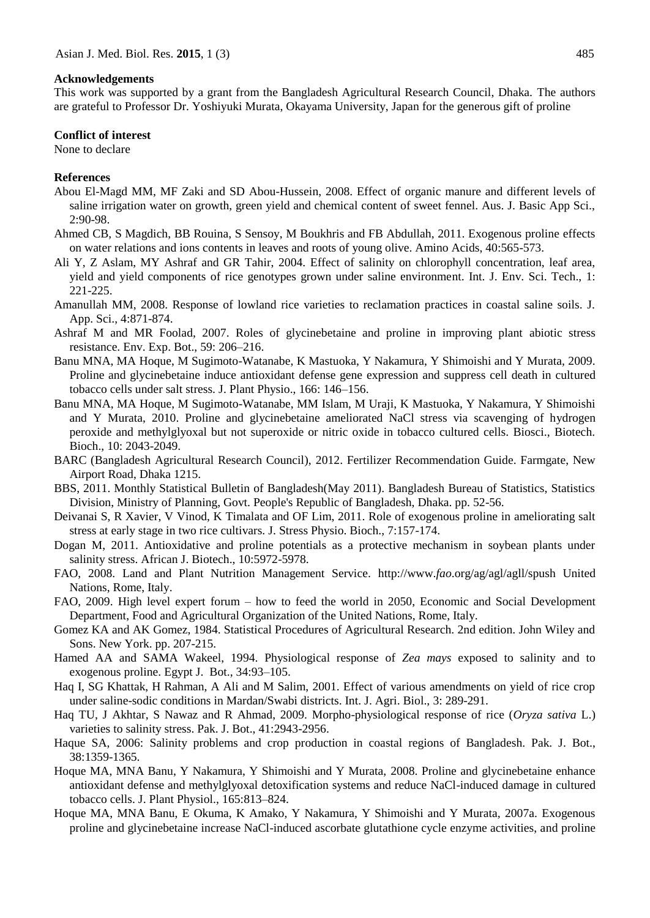## Acknowledgements

This work was supported by a grant from the Bangladesh Agricultural Research Council, Dhaka. The authors are grateful to Professor Dr. Yoshiyuki Murata, Okayama University, Japan for the generous gift of proline

## Conflict of interest

None to declare

## References

Abou El-Magd MM, MF Zaki and SD Abou-Hussein, 2008. Effect of organic manure and different levels of saline irrigation water on growth, green yield and chemical content of sweet fennel. Aus. J. Basic App Sci., 2:90-98.

Ahmed CB, S Magdich, BB Rouina, S Sensoy, M Boukhris and FB Abdullah, 2011. Exogenous proline effects on water relations and ions contents in leaves and roots of young olive. Amino Acids, 40:565-573.

Ali Y, Z Aslam, MY Ashraf and GR Tahir, 2004. Effect of salinity on chlorophyll concentration, leaf area, yield and yield components of rice genotypes grown under saline environment. Int. J. Env. Sci. Tech., 1: 221-225.

Amanullah MM, 2008. Response of lowland rice varieties to reclamation practices in coastal saline soils. J. App. Sci., 4:871-874.

Ashraf M and MR Foolad, 2007. Roles of glycinebetaine and proline in improving plant abiotic stress resistance. Env. Exp. Bot., 59: 206–216.

Banu MNA, MA Hoque, M Sugimoto-Watanabe, K Mastuoka, Y Nakamura, Y Shimoishi and Y Murata, 2009. Proline and glycinebetaine induce antioxidant defense gene expression and suppress cell death in cultured tobacco cells under salt stress. J. Plant Physio., 166: 146–156.

Banu MNA, MA Hoque, M Sugimoto-Watanabe, MM Islam, M Uraji, K Mastuoka, Y Nakamura, Y Shimoishi and Y Murata, 2010. Proline and glycinebetaine ameliorated NaCl stress via scavenging of hydrogen peroxide and methylglyoxal but not superoxide or nitric oxide in tobacco cultured cells. Biosci., Biotech. Bioch., 10: 2043-2049.

BARC (Bangladesh Agricultural Research Council), 2012. Fertilizer Recommendation Guide. Farmgate, New Airport Road, Dhaka 1215.

BBS, 2011. Monthly Statistical Bulletin of Bangladesh(May 2011). Bangladesh Bureau of Statistics, Statistics Division, Ministry of Planning, Govt. People's Republic of Bangladesh, Dhaka. pp. 52-56.

Deivanai S, R Xavier, V Vinod, K Timalata and OF Lim, 2011. Role of exogenous proline in ameliorating salt stress at early stage in two rice cultivars. J. Stress Physio. Bioch., 7:157-174.

Dogan M, 2011. Antioxidative and proline potentials as a protective mechanism in soybean plants under salinity stress. African J. Biotech., 10:5972-5978.

FAO, 2008. Land and Plant Nutrition Management Service. http://www.*fao*.org/ag/agl/agll/spush United Nations, Rome, Italy.

FAO, 2009. High level expert forum – how to feed the world in 2050, Economic and Social Development Department, Food and Agricultural Organization of the United Nations, Rome, Italy.

Gomez KA and AK Gomez, 1984. Statistical Procedures of Agricultural Research. 2nd edition. John Wiley and Sons. New York. pp. 207-215.

Hamed AA and SAMA Wakeel, 1994. Physiological response of *Zea mays* exposed to salinity and to exogenous proline. Egypt J. Bot., 34:93–105.

Haq I, SG Khattak, H Rahman, A Ali and M Salim, 2001. Effect of various amendments on yield of rice crop under saline-sodic conditions in Mardan/Swabi districts. Int. J. Agri. Biol., 3: 289-291.

Haq TU, J Akhtar, S Nawaz and R Ahmad, 2009. Morpho-physiological response of rice (*Oryza sativa* L.) varieties to salinity stress. Pak. J. Bot., 41:2943-2956.

Haque SA, 2006: Salinity problems and crop production in coastal regions of Bangladesh. Pak. J. Bot., 38:1359-1365.

Hoque MA, MNA Banu, Y Nakamura, Y Shimoishi and Y Murata, 2008. Proline and glycinebetaine enhance antioxidant defense and methylglyoxal detoxification systems and reduce NaCl-induced damage in cultured tobacco cells. J. Plant Physiol., 165:813–824.

Hoque MA, MNA Banu, E Okuma, K Amako, Y Nakamura, Y Shimoishi and Y Murata, 2007a. Exogenous proline and glycinebetaine increase NaCl-induced ascorbate glutathione cycle enzyme activities, and proline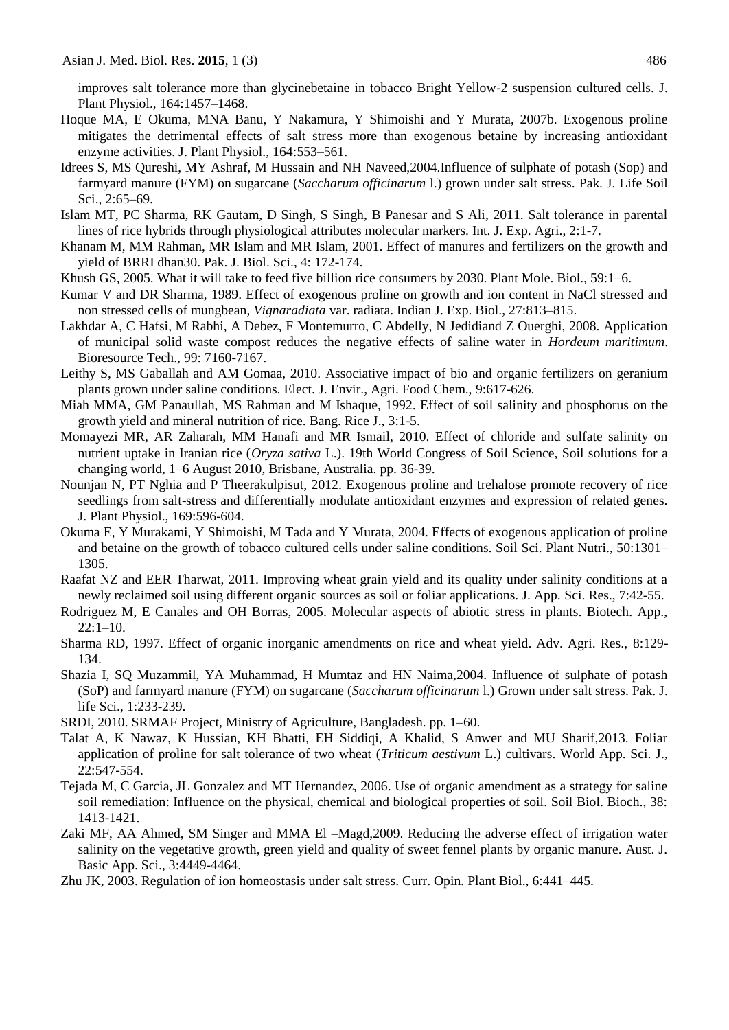improves salt tolerance more than glycinebetaine in tobacco Bright Yellow-2 suspension cultured cells. J. Plant Physiol., 164:1457–1468.

Hoque MA, E Okuma, MNA Banu, Y Nakamura, Y Shimoishi and Y Murata, 2007b. Exogenous proline mitigates the detrimental effects of salt stress more than exogenous betaine by increasing antioxidant enzyme activities. J. Plant Physiol., 164:553–561.

Idrees S, MS Qureshi, MY Ashraf, M Hussain and NH Naveed,2004.Influence of sulphate of potash (Sop) and farmyard manure (FYM) on sugarcane (*Saccharum officinarum* l.) grown under salt stress. Pak. J. Life Soil Sci., 2:65–69.

Islam MT, PC Sharma, RK Gautam, D Singh, S Singh, B Panesar and S Ali, 2011. Salt tolerance in parental lines of rice hybrids through physiological attributes molecular markers. Int. J. Exp. Agri., 2:1-7.

Khanam M, MM Rahman, MR Islam and MR Islam, 2001. Effect of manures and fertilizers on the growth and yield of BRRI dhan30. Pak. J. Biol. Sci., 4: 172-174.

Khush GS, 2005. What it will take to feed five billion rice consumers by 2030. Plant Mole. Biol., 59:1–6.

Kumar V and DR Sharma, 1989. Effect of exogenous proline on growth and ion content in NaCl stressed and non stressed cells of mungbean, *Vignaradiata* var. radiata. Indian J. Exp. Biol., 27:813–815.

Lakhdar A, C Hafsi, M Rabhi, A Debez, F Montemurro, C Abdelly, N Jedidiand Z Ouerghi, 2008. Application of municipal solid waste compost reduces the negative effects of saline water in *Hordeum maritimum*. Bioresource Tech., 99: 7160-7167.

Leithy S, MS Gaballah and AM Gomaa, 2010. Associative impact of bio and organic fertilizers on geranium plants grown under saline conditions. Elect. J. Envir., Agri. Food Chem., 9:617-626.

Miah MMA, GM Panaullah, MS Rahman and M Ishaque, 1992. Effect of soil salinity and phosphorus on the growth yield and mineral nutrition of rice. Bang. Rice J., 3:1-5.

Momayezi MR, AR Zaharah, MM Hanafi and MR Ismail, 2010. Effect of chloride and sulfate salinity on nutrient uptake in Iranian rice (*Oryza sativa* L.). 19th World Congress of Soil Science, Soil solutions for a changing world, 1–6 August 2010, Brisbane, Australia. pp. 36-39.

Nounjan N, PT Nghia and P Theerakulpisut, 2012. Exogenous proline and trehalose promote recovery of rice seedlings from salt-stress and differentially modulate antioxidant enzymes and expression of related genes. J. Plant Physiol., 169:596-604.

Okuma E, Y Murakami, Y Shimoishi, M Tada and Y Murata, 2004. Effects of exogenous application of proline and betaine on the growth of tobacco cultured cells under saline conditions. Soil Sci. Plant Nutri., 50:1301–1305.

Raafat NZ and EER Tharwat, 2011. Improving wheat grain yield and its quality under salinity conditions at a newly reclaimed soil using different organic sources as soil or foliar applications. J. App. Sci. Res., 7:42-55.

Rodriguez M, E Canales and OH Borras, 2005. Molecular aspects of abiotic stress in plants. Biotech. App., 22:1–10.

Sharma RD, 1997. Effect of organic inorganic amendments on rice and wheat yield. Adv. Agri. Res., 8:129-134.

Shazia I, SQ Muzammil, YA Muhammad, H Mumtaz and HN Naima,2004. Influence of sulphate of potash (SoP) and farmyard manure (FYM) on sugarcane (*Saccharum officinarum* l.) Grown under salt stress. Pak. J. life Sci., 1:233-239.

SRDI, 2010. SRMAF Project, Ministry of Agriculture, Bangladesh. pp. 1–60.

Talat A, K Nawaz, K Hussian, KH Bhatti, EH Siddiqi, A Khalid, S Anwer and MU Sharif,2013. Foliar application of proline for salt tolerance of two wheat (*Triticum aestivum* L.) cultivars. World App. Sci. J., 22:547-554.

Tejada M, C Garcia, JL Gonzalez and MT Hernandez, 2006. Use of organic amendment as a strategy for saline soil remediation: Influence on the physical, chemical and biological properties of soil. Soil Biol. Bioch., 38: 1413-1421.

Zaki MF, AA Ahmed, SM Singer and MMA El –Magd,2009. Reducing the adverse effect of irrigation water salinity on the vegetative growth, green yield and quality of sweet fennel plants by organic manure. Aust. J. Basic App. Sci., 3:4449-4464.

Zhu JK, 2003. Regulation of ion homeostasis under salt stress. Curr. Opin. Plant Biol., 6:441–445.